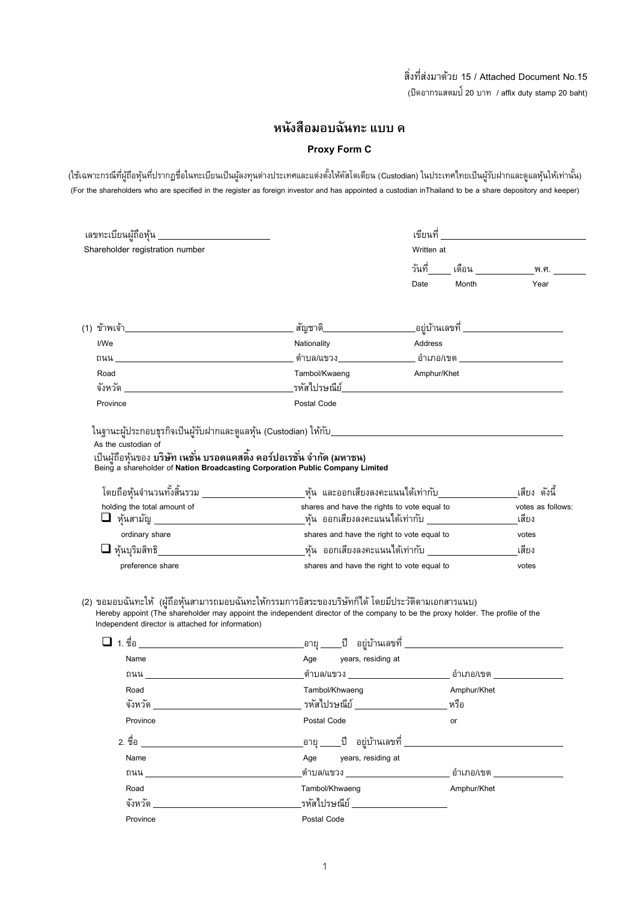สิ่งที่ส่งมาด้วย 15 / Attached Document No.15

(ปิดอากรแสตมป์ 20 บาท / affix duty stamp 20 baht)

# หนังสือมอบฉันทะ แบบ ค

## Proxy Form C

(ใช้เฉพาะกรณีที่ผู้ถือหุ้นที่ปรากฏชื่อในทะเบียนเป็นผู้ลงทุนต่างประเทศและแต่งตั้งให้คัสโตเดียน (Custodian) ในประเทศไทยเป็นผู้รับฝากและดูแลหุ้นให้เท่านั้น)
(For the shareholders who are specified in the register as foreign investor and has appointed a custodian inThailand to be a share depository and keeper)

เลขทะเบียนผู้ถือหุ้น ______________________
Shareholder registration number

เขียนที่ ______________________________
Written at

วันที่_____ เดือน ____________พ.ศ. _______
Date Month Year

(1) ข้าพเจ้า__________________________________ สัญชาติ__________________ อยู่บ้านเลขที่ ____________________
I/We Nationality Address

ถนน _______________________________________ ตำบล/แขวง_______________ อำเภอ/เขต ______________________
Road Tambol/Kwaeng Amphur/Khet

จังหวัด ____________________________________ รหัสไปรษณีย์__________________________________________
Province Postal Code

ในฐานะผู้ประกอบธุรกิจเป็นผู้รับฝากและดูแลหุ้น (Custodian) ให้กับ______________________________________________
As the custodian of

เป็นผู้ถือหุ้นของ **บริษัท เนชั่น บรอดแคสติ้ง คอร์ปอเรชั่น จำกัด (มหาชน)**
Being a shareholder of **Nation Broadcasting Corporation Public Company Limited**

โดยถือหุ้นจำนวนทั้งสิ้นรวม ____________________หุ้น และออกเสียงลงคะแนนได้เท่ากับ________________เสียง ดังนี้
holding the total amount of shares and have the rights to vote equal to votes as follows:

☐ หุ้นสามัญ ______________________________หุ้น ออกเสียงลงคะแนนได้เท่ากับ __________________เสียง
ordinary share shares and have the right to vote equal to votes

☐ หุ้นบุริมสิทธิ______________________________หุ้น ออกเสียงลงคะแนนได้เท่ากับ __________________เสียง
preference share shares and have the right to vote equal to votes

(2) ขอมอบฉันทะให้ (ผู้ถือหุ้นสามารถมอบฉันทะให้กรรมการอิสระของบริษัทก็ได้ โดยมีประวัติตามเอกสารแนบ)
Hereby appoint (The shareholder may appoint the independent director of the company to be the proxy holder. The profile of the Independent director is attached for information)

☐ 1. ชื่อ ________________________________ อายุ _____ปี อยู่บ้านเลขที่ _______________________________
Name Age years, residing at

ถนน _____________________________________ตำบล/แขวง _____________________ อำเภอ/เขต _______________
Road Tambol/Khwaeng Amphur/Khet

จังหวัด ____________________________ รหัสไปรษณีย์ ___________________ หรือ
Province Postal Code or

2. ชื่อ ________________________________ อายุ _____ปี อยู่บ้านเลขที่ _______________________________
Name Age years, residing at

ถนน _____________________________________ตำบล/แขวง _____________________ อำเภอ/เขต _______________
Road Tambol/Khwaeng Amphur/Khet

จังหวัด ____________________________รหัสไปรษณีย์ ___________________
Province Postal Code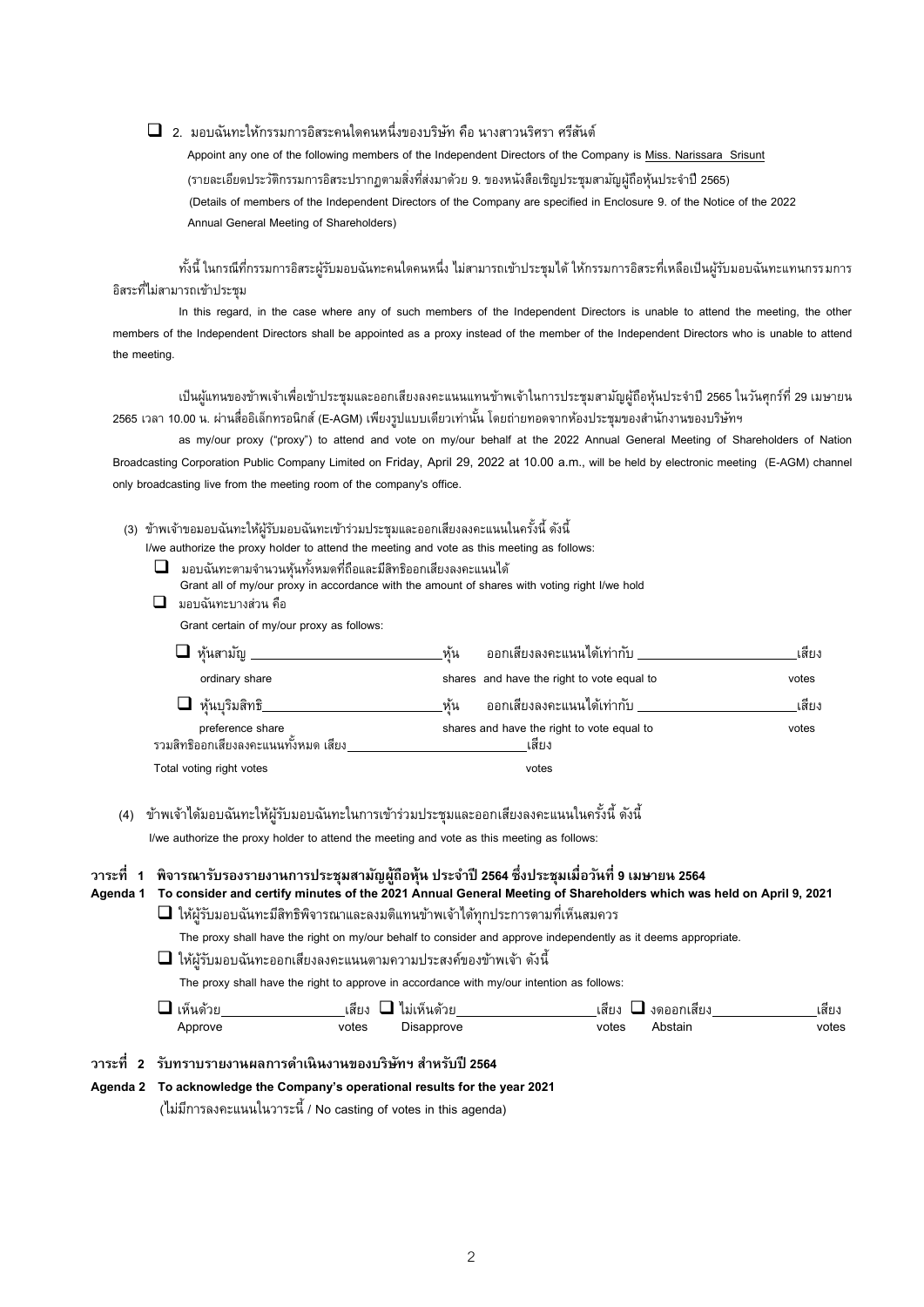☐ 2. มอบฉันทะให้กรรมการอิสระคนใดคนหนึ่งของบริษัท คือ นางสาวนริศรา ศรีสันต์

Appoint any one of the following members of the Independent Directors of the Company is Miss. Narissara Srisunt

(รายละเอียดประวัติกรรมการอิสระปรากฏตามสิ่งที่ส่งมาด้วย 9. ของหนังสือเชิญประชุมสามัญผู้ถือหุ้นประจำปี 2565)

(Details of members of the Independent Directors of the Company are specified in Enclosure 9. of the Notice of the 2022 Annual General Meeting of Shareholders)

ทั้งนี้ ในกรณีที่กรรมการอิสระผู้รับมอบฉันทะคนใดคนหนึ่ง ไม่สามารถเข้าประชุมได้ ให้กรรมการอิสระที่เหลือเป็นผู้รับมอบฉันทะแทนกรรมการอิสระที่ไม่สามารถเข้าประชุม

In this regard, in the case where any of such members of the Independent Directors is unable to attend the meeting, the other members of the Independent Directors shall be appointed as a proxy instead of the member of the Independent Directors who is unable to attend the meeting.

เป็นผู้แทนของข้าพเจ้าเพื่อเข้าประชุมและออกเสียงลงคะแนนแทนข้าพเจ้าในการประชุมสามัญผู้ถือหุ้นประจำปี 2565 ในวันศุกร์ที่ 29 เมษายน 2565 เวลา 10.00 น. ผ่านสื่ออิเล็กทรอนิกส์ (E-AGM) เพียงรูปแบบเดียวเท่านั้น โดยถ่ายทอดจากห้องประชุมของสำนักงานของบริษัทฯ

as my/our proxy ("proxy") to attend and vote on my/our behalf at the 2022 Annual General Meeting of Shareholders of Nation Broadcasting Corporation Public Company Limited on Friday, April 29, 2022 at 10.00 a.m., will be held by electronic meeting (E-AGM) channel only broadcasting live from the meeting room of the company's office.

(3) ข้าพเจ้าขอมอบฉันทะให้ผู้รับมอบฉันทะเข้าร่วมประชุมและออกเสียงลงคะแนนในครั้งนี้ ดังนี้

I/we authorize the proxy holder to attend the meeting and vote as this meeting as follows:

☐ มอบฉันทะตามจำนวนหุ้นทั้งหมดที่ถือและมีสิทธิออกเสียงลงคะแนนได้

Grant all of my/our proxy in accordance with the amount of shares with voting right I/we hold

☐ มอบฉันทะบางส่วน คือ

Grant certain of my/our proxy as follows:

☐ หุ้นสามัญ ________________ หุ้น ออกเสียงลงคะแนนได้เท่ากับ ________________ เสียง

ordinary share ________________ shares and have the right to vote equal to ________________ votes

☐ หุ้นบุริมสิทธิ ________________ หุ้น ออกเสียงลงคะแนนได้เท่ากับ ________________ เสียง

preference share ________________ shares and have the right to vote equal to ________________ votes

รวมสิทธิออกเสียงลงคะแนนทั้งหมด เสียง ________________ เสียง

Total voting right votes ________________ votes

(4) ข้าพเจ้าได้มอบฉันทะให้ผู้รับมอบฉันทะในการเข้าร่วมประชุมและออกเสียงลงคะแนนในครั้งนี้ ดังนี้

I/we authorize the proxy holder to attend the meeting and vote as this meeting as follows:

**วาระที่ 1 พิจารณารับรองรายงานการประชุมสามัญผู้ถือหุ้น ประจำปี 2564 ซึ่งประชุมเมื่อวันที่ 9 เมษายน 2564**

**Agenda 1 To consider and certify minutes of the 2021 Annual General Meeting of Shareholders which was held on April 9, 2021**

☐ ให้ผู้รับมอบฉันทะมีสิทธิพิจารณาและลงมติแทนข้าพเจ้าได้ทุกประการตามที่เห็นสมควร

The proxy shall have the right on my/our behalf to consider and approve independently as it deems appropriate.

☐ ให้ผู้รับมอบฉันทะออกเสียงลงคะแนนตามความประสงค์ของข้าพเจ้า ดังนี้

The proxy shall have the right to approve in accordance with my/our intention as follows:

☐ เห็นด้วย ________ เสียง ☐ ไม่เห็นด้วย ________ เสียง ☐ งดออกเสียง ________ เสียง

Approve votes Disapprove votes Abstain votes

**วาระที่ 2 รับทราบรายงานผลการดำเนินงานของบริษัทฯ สำหรับปี 2564**

**Agenda 2 To acknowledge the Company's operational results for the year 2021**

(ไม่มีการลงคะแนนในวาระนี้ / No casting of votes in this agenda)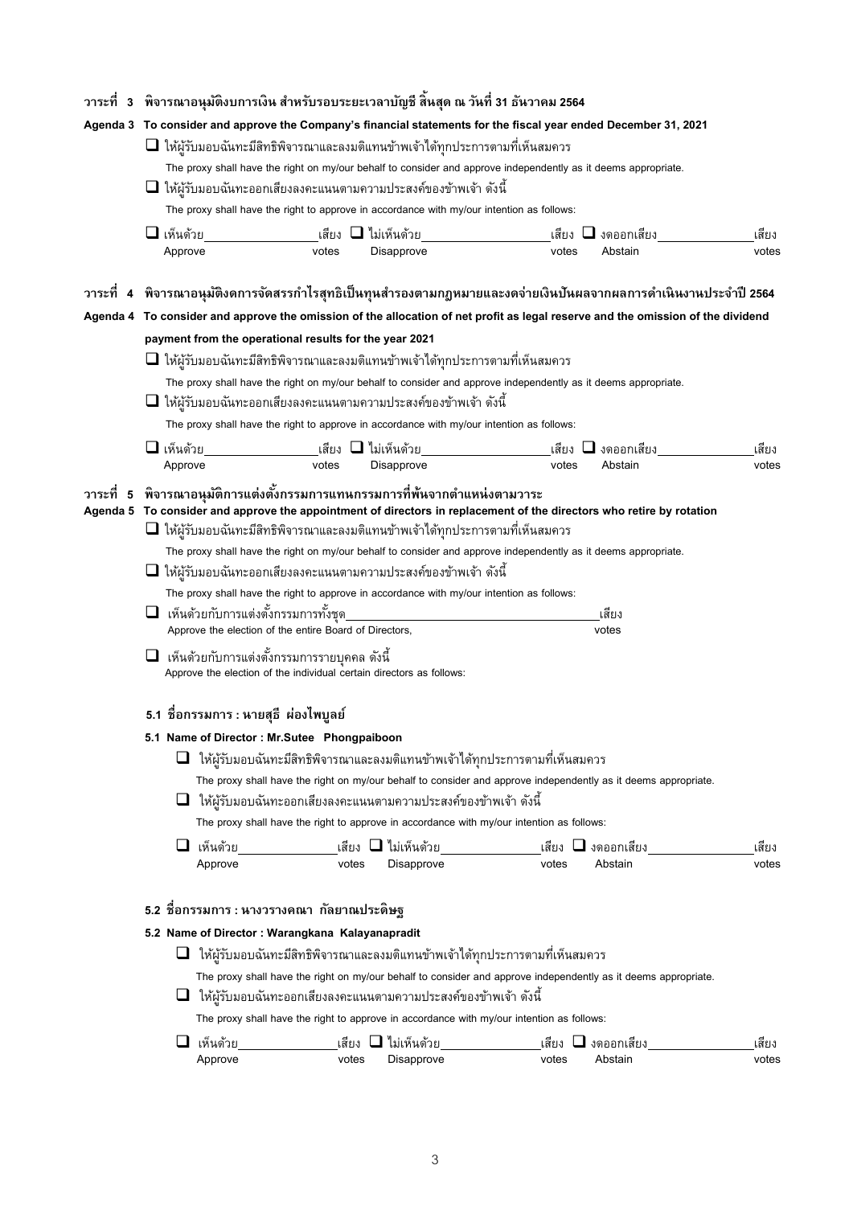**วาระที่ 3 พิจารณาอนุมัติงบการเงิน สำหรับรอบระยะเวลาบัญชี สิ้นสุด ณ วันที่ 31 ธันวาคม 2564**

**Agenda 3 To consider and approve the Company's financial statements for the fiscal year ended December 31, 2021**

❑ ให้ผู้รับมอบฉันทะมีสิทธิพิจารณาและลงมติแทนข้าพเจ้าได้ทุกประการตามที่เห็นสมควร

The proxy shall have the right on my/our behalf to consider and approve independently as it deems appropriate.

❑ ให้ผู้รับมอบฉันทะออกเสียงลงคะแนนตามความประสงค์ของข้าพเจ้า ดังนี้

The proxy shall have the right to approve in accordance with my/our intention as follows:

❑ เห็นด้วย __________ เสียง ❑ ไม่เห็นด้วย __________ เสียง ❑ งดออกเสียง __________ เสียง
Approve votes Disapprove votes Abstain votes

**วาระที่ 4 พิจารณาอนุมัติงดการจัดสรรกำไรสุทธิเป็นทุนสำรองตามกฎหมายและงดจ่ายเงินปันผลจากผลการดำเนินงานประจำปี 2564**

**Agenda 4 To consider and approve the omission of the allocation of net profit as legal reserve and the omission of the dividend payment from the operational results for the year 2021**

❑ ให้ผู้รับมอบฉันทะมีสิทธิพิจารณาและลงมติแทนข้าพเจ้าได้ทุกประการตามที่เห็นสมควร

The proxy shall have the right on my/our behalf to consider and approve independently as it deems appropriate.

❑ ให้ผู้รับมอบฉันทะออกเสียงลงคะแนนตามความประสงค์ของข้าพเจ้า ดังนี้

The proxy shall have the right to approve in accordance with my/our intention as follows:

❑ เห็นด้วย __________ เสียง ❑ ไม่เห็นด้วย __________ เสียง ❑ งดออกเสียง __________ เสียง
Approve votes Disapprove votes Abstain votes

**วาระที่ 5 พิจารณาอนุมัติการแต่งตั้งกรรมการแทนกรรมการที่พ้นจากตำแหน่งตามวาระ**

**Agenda 5 To consider and approve the appointment of directors in replacement of the directors who retire by rotation**

❑ ให้ผู้รับมอบฉันทะมีสิทธิพิจารณาและลงมติแทนข้าพเจ้าได้ทุกประการตามที่เห็นสมควร

The proxy shall have the right on my/our behalf to consider and approve independently as it deems appropriate.

❑ ให้ผู้รับมอบฉันทะออกเสียงลงคะแนนตามความประสงค์ของข้าพเจ้า ดังนี้

The proxy shall have the right to approve in accordance with my/our intention as follows:

❑ เห็นด้วยกับการแต่งตั้งกรรมการทั้งชุด __________________________ เสียง
Approve the election of the entire Board of Directors, votes

❑ เห็นด้วยกับการแต่งตั้งกรรมการรายบุคคล ดังนี้
Approve the election of the individual certain directors as follows:

**5.1 ชื่อกรรมการ : นายสุธี ผ่องไพบูลย์**

**5.1 Name of Director : Mr.Sutee Phongpaiboon**

❑ ให้ผู้รับมอบฉันทะมีสิทธิพิจารณาและลงมติแทนข้าพเจ้าได้ทุกประการตามที่เห็นสมควร

The proxy shall have the right on my/our behalf to consider and approve independently as it deems appropriate.

❑ ให้ผู้รับมอบฉันทะออกเสียงลงคะแนนตามความประสงค์ของข้าพเจ้า ดังนี้

The proxy shall have the right to approve in accordance with my/our intention as follows:

❑ เห็นด้วย __________ เสียง ❑ ไม่เห็นด้วย __________ เสียง ❑ งดออกเสียง __________ เสียง
Approve votes Disapprove votes Abstain votes

**5.2 ชื่อกรรมการ : นางวรางคณา กัลยาณประดิษฐ**

**5.2 Name of Director : Warangkana Kalayanapradit**

❑ ให้ผู้รับมอบฉันทะมีสิทธิพิจารณาและลงมติแทนข้าพเจ้าได้ทุกประการตามที่เห็นสมควร

The proxy shall have the right on my/our behalf to consider and approve independently as it deems appropriate.

❑ ให้ผู้รับมอบฉันทะออกเสียงลงคะแนนตามความประสงค์ของข้าพเจ้า ดังนี้

The proxy shall have the right to approve in accordance with my/our intention as follows:

❑ เห็นด้วย __________ เสียง ❑ ไม่เห็นด้วย __________ เสียง ❑ งดออกเสียง __________ เสียง
Approve votes Disapprove votes Abstain votes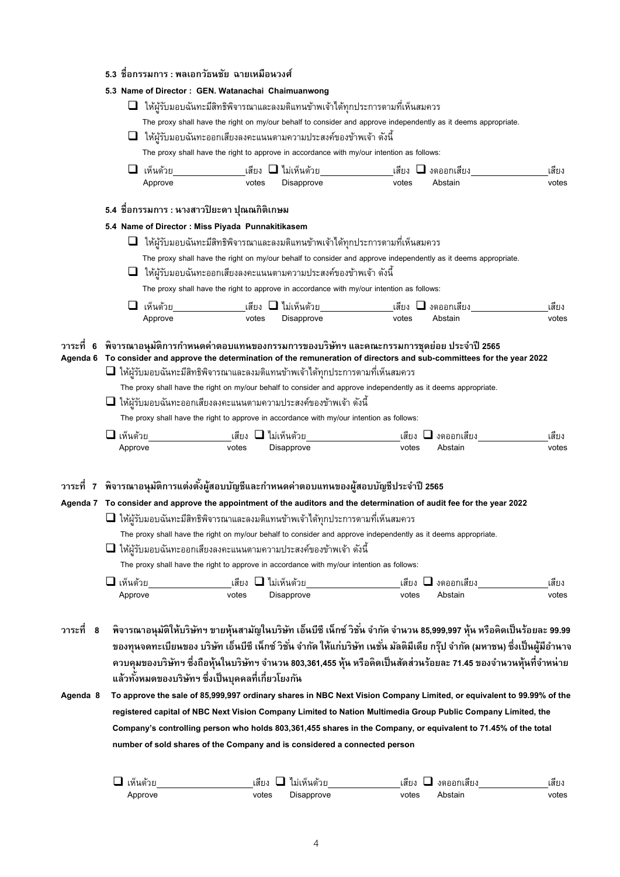**5.3 ชื่อกรรมการ : พลเอกวัฒนชัย ฉายเหมือนวงศ์**

**5.3 Name of Director : GEN. Watanachai Chaimuanwong**

❑ ให้ผู้รับมอบฉันทะมีสิทธิพิจารณาและลงมติแทนข้าพเจ้าได้ทุกประการตามที่เห็นสมควร

The proxy shall have the right on my/our behalf to consider and approve independently as it deems appropriate.

❑ ให้ผู้รับมอบฉันทะออกเสียงลงคะแนนตามความประสงค์ของข้าพเจ้า ดังนี้

The proxy shall have the right to approve in accordance with my/our intention as follows:

❑ เห็นด้วย ______ เสียง ❑ ไม่เห็นด้วย ______ เสียง ❑ งดออกเสียง ______ เสียง
Approve votes Disapprove votes Abstain votes

**5.4 ชื่อกรรมการ : นางสาวปิยะดา ปุณณกิติเกษม**

**5.4 Name of Director : Miss Piyada Punnakitikasem**

❑ ให้ผู้รับมอบฉันทะมีสิทธิพิจารณาและลงมติแทนข้าพเจ้าได้ทุกประการตามที่เห็นสมควร

The proxy shall have the right on my/our behalf to consider and approve independently as it deems appropriate.

❑ ให้ผู้รับมอบฉันทะออกเสียงลงคะแนนตามความประสงค์ของข้าพเจ้า ดังนี้

The proxy shall have the right to approve in accordance with my/our intention as follows:

❑ เห็นด้วย ______ เสียง ❑ ไม่เห็นด้วย ______ เสียง ❑ งดออกเสียง ______ เสียง
Approve votes Disapprove votes Abstain votes

**วาระที่ 6 พิจารณาอนุมัติการกำหนดค่าตอบแทนของกรรมการของบริษัทฯ และคณะกรรมการชุดย่อย ประจำปี 2565**

**Agenda 6 To consider and approve the determination of the remuneration of directors and sub-committees for the year 2022**

❑ ให้ผู้รับมอบฉันทะมีสิทธิพิจารณาและลงมติแทนข้าพเจ้าได้ทุกประการตามที่เห็นสมควร

The proxy shall have the right on my/our behalf to consider and approve independently as it deems appropriate.

❑ ให้ผู้รับมอบฉันทะออกเสียงลงคะแนนตามความประสงค์ของข้าพเจ้า ดังนี้

The proxy shall have the right to approve in accordance with my/our intention as follows:

❑ เห็นด้วย ______ เสียง ❑ ไม่เห็นด้วย ______ เสียง ❑ งดออกเสียง ______ เสียง
Approve votes Disapprove votes Abstain votes

**วาระที่ 7 พิจารณาอนุมัติการแต่งตั้งผู้สอบบัญชีและกำหนดค่าตอบแทนของผู้สอบบัญชีประจำปี 2565**

**Agenda 7 To consider and approve the appointment of the auditors and the determination of audit fee for the year 2022**

❑ ให้ผู้รับมอบฉันทะมีสิทธิพิจารณาและลงมติแทนข้าพเจ้าได้ทุกประการตามที่เห็นสมควร

The proxy shall have the right on my/our behalf to consider and approve independently as it deems appropriate.

❑ ให้ผู้รับมอบฉันทะออกเสียงลงคะแนนตามความประสงค์ของข้าพเจ้า ดังนี้

The proxy shall have the right to approve in accordance with my/our intention as follows:

❑ เห็นด้วย ______ เสียง ❑ ไม่เห็นด้วย ______ เสียง ❑ งดออกเสียง ______ เสียง
Approve votes Disapprove votes Abstain votes

**วาระที่ 8 พิจารณาอนุมัติให้บริษัทฯ ขายหุ้นสามัญในบริษัท เอ็นบีซี เน็กซ์ วิชั่น จำกัด จำนวน 85,999,997 หุ้น หรือคิดเป็นร้อยละ 99.99 ของทุนจดทะเบียนของ บริษัท เอ็นบีซี เน็กซ์ วิชั่น จำกัด ให้แก่บริษัท เนชั่น มัลติมีเดีย กรุ๊ป จำกัด (มหาชน) ซึ่งเป็นผู้มีอำนาจควบคุมของบริษัทฯ ซึ่งถือหุ้นในบริษัทฯ จำนวน 803,361,455 หุ้น หรือคิดเป็นสัดส่วนร้อยละ 71.45 ของจำนวนหุ้นที่จำหน่ายแล้วทั้งหมดของบริษัทฯ ซึ่งเป็นบุคคลที่เกี่ยวโยงกัน**

**Agenda 8 To approve the sale of 85,999,997 ordinary shares in NBC Next Vision Company Limited, or equivalent to 99.99% of the registered capital of NBC Next Vision Company Limited to Nation Multimedia Group Public Company Limited, the Company's controlling person who holds 803,361,455 shares in the Company, or equivalent to 71.45% of the total number of sold shares of the Company and is considered a connected person**

❑ เห็นด้วย ______ เสียง ❑ ไม่เห็นด้วย ______ เสียง ❑ งดออกเสียง ______ เสียง
Approve votes Disapprove votes Abstain votes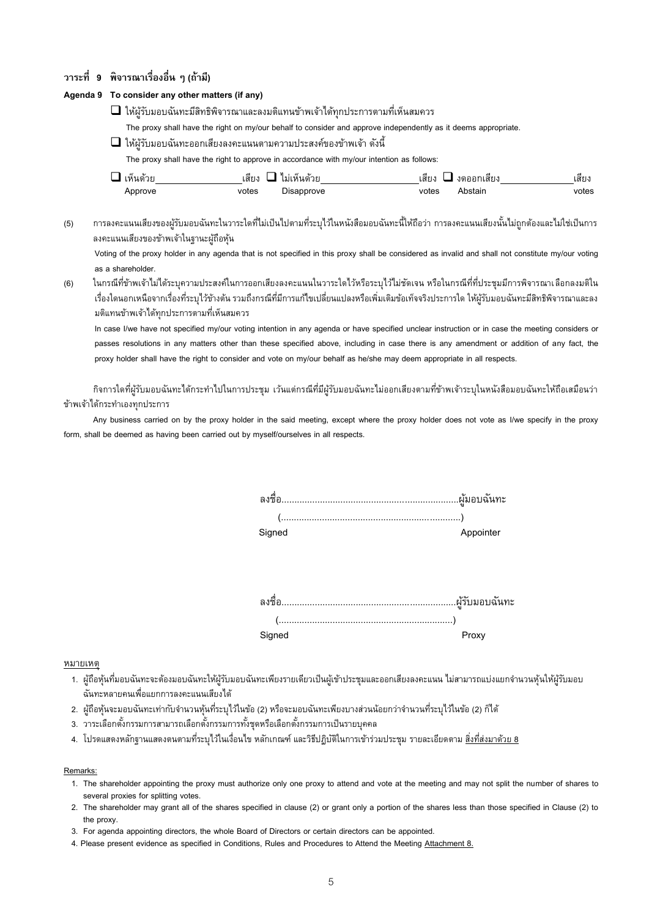**วาระที่ 9 พิจารณาเรื่องอื่น ๆ (ถ้ามี)**

**Agenda 9 To consider any other matters (if any)**

❑ ให้ผู้รับมอบฉันทะมีสิทธิพิจารณาและลงมติแทนข้าพเจ้าได้ทุกประการตามที่เห็นสมควร

The proxy shall have the right on my/our behalf to consider and approve independently as it deems appropriate.

❑ ให้ผู้รับมอบฉันทะออกเสียงลงคะแนนตามความประสงค์ของข้าพเจ้า ดังนี้

The proxy shall have the right to approve in accordance with my/our intention as follows:

❑ เห็นด้วย ________ เสียง ❑ ไม่เห็นด้วย ________ เสียง ❑ งดออกเสียง ________ เสียง

Approve ________ votes Disapprove ________ votes Abstain ________ votes

(5) การลงคะแนนเสียงของผู้รับมอบฉันทะในวาระใดที่ไม่เป็นไปตามที่ระบุไว้ในหนังสือมอบฉันทะนี้ให้ถือว่า การลงคะแนนเสียงนั้นไม่ถูกต้องและไม่ใช่เป็นการลงคะแนนเสียงของข้าพเจ้าในฐานะผู้ถือหุ้น

Voting of the proxy holder in any agenda that is not specified in this proxy shall be considered as invalid and shall not constitute my/our voting as a shareholder.

(6) ในกรณีที่ข้าพเจ้าไม่ได้ระบุความประสงค์ในการออกเสียงลงคะแนนในวาระใดไว้หรือระบุไว้ไม่ชัดเจน หรือในกรณีที่ที่ประชุมมีการพิจารณาเลือกลงมติในเรื่องใดนอกเหนือจากเรื่องที่ระบุไว้ข้างต้น รวมถึงกรณีที่มีการแก้ไขเปลี่ยนแปลงหรือเพิ่มเติมข้อเท็จจริงประการใด ให้ผู้รับมอบฉันทะมีสิทธิพิจารณาและลงมติแทนข้าพเจ้าได้ทุกประการตามที่เห็นสมควร

In case I/we have not specified my/our voting intention in any agenda or have specified unclear instruction or in case the meeting considers or passes resolutions in any matters other than these specified above, including in case there is any amendment or addition of any fact, the proxy holder shall have the right to consider and vote on my/our behalf as he/she may deem appropriate in all respects.

กิจการใดที่ผู้รับมอบฉันทะได้กระทำไปในการประชุม เว้นแต่กรณีที่ผู้รับมอบฉันทะไม่ออกเสียงตามที่ข้าพเจ้าระบุในหนังสือมอบฉันทะให้ถือเสมือนว่าข้าพเจ้าได้กระทำเองทุกประการ

Any business carried on by the proxy holder in the said meeting, except where the proxy holder does not vote as I/we specify in the proxy form, shall be deemed as having been carried out by myself/ourselves in all respects.

ลงชื่อ.................................................................ผู้มอบฉันทะ

(.................................................................)

Signed Appointer

ลงชื่อ.................................................................ผู้รับมอบฉันทะ

(.................................................................)

Signed Proxy

หมายเหตุ

1. ผู้ถือหุ้นที่มอบฉันทะจะต้องมอบฉันทะให้ผู้รับมอบฉันทะเพียงรายเดียวเป็นผู้เข้าประชุมและออกเสียงลงคะแนน ไม่สามารถแบ่งแยกจำนวนหุ้นให้ผู้รับมอบฉันทะหลายคนเพื่อแยกการลงคะแนนเสียงได้
2. ผู้ถือหุ้นจะมอบฉันทะเท่ากับจำนวนหุ้นที่ระบุไว้ในข้อ (2) หรือจะมอบฉันทะเพียงบางส่วนน้อยกว่าจำนวนที่ระบุไว้ในข้อ (2) ก็ได้
3. วาระเลือกตั้งกรรมการสามารถเลือกตั้งกรรมการทั้งชุดหรือเลือกตั้งกรรมการเป็นรายบุคคล
4. โปรดแสดงหลักฐานแสดงตนตามที่ระบุไว้ในเงื่อนไข หลักเกณฑ์ และวิธีปฏิบัติในการเข้าร่วมประชุม รายละเอียดตาม สิ่งที่ส่งมาด้วย 8

Remarks:

1. The shareholder appointing the proxy must authorize only one proxy to attend and vote at the meeting and may not split the number of shares to several proxies for splitting votes.
2. The shareholder may grant all of the shares specified in clause (2) or grant only a portion of the shares less than those specified in Clause (2) to the proxy.
3. For agenda appointing directors, the whole Board of Directors or certain directors can be appointed.
4. Please present evidence as specified in Conditions, Rules and Procedures to Attend the Meeting Attachment 8.